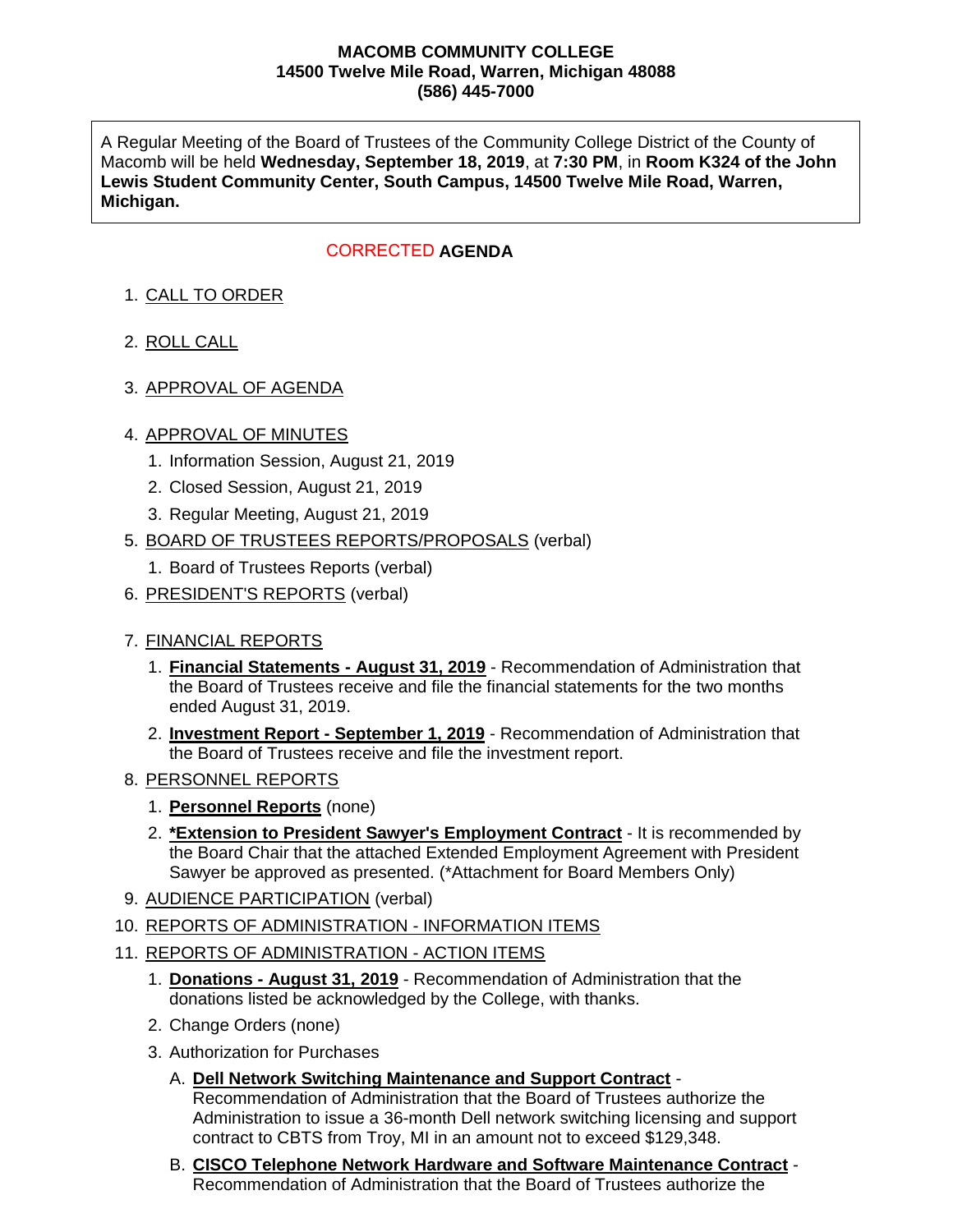**MACOMB COMMUNITY COLLEGE**
**14500 Twelve Mile Road, Warren, Michigan 48088**
**(586) 445-7000**

A Regular Meeting of the Board of Trustees of the Community College District of the County of Macomb will be held **Wednesday, September 18, 2019**, at **7:30 PM**, in **Room K324 of the John Lewis Student Community Center, South Campus, 14500 Twelve Mile Road, Warren, Michigan.**

## CORRECTED **AGENDA**

1. CALL TO ORDER
2. ROLL CALL
3. APPROVAL OF AGENDA
4. APPROVAL OF MINUTES
   1. Information Session, August 21, 2019
   2. Closed Session, August 21, 2019
   3. Regular Meeting, August 21, 2019
5. BOARD OF TRUSTEES REPORTS/PROPOSALS (verbal)
   1. Board of Trustees Reports (verbal)
6. PRESIDENT'S REPORTS (verbal)
7. FINANCIAL REPORTS
   1. **Financial Statements - August 31, 2019** - Recommendation of Administration that the Board of Trustees receive and file the financial statements for the two months ended August 31, 2019.
   2. **Investment Report - September 1, 2019** - Recommendation of Administration that the Board of Trustees receive and file the investment report.
8. PERSONNEL REPORTS
   1. **Personnel Reports** (none)
   2. ***Extension to President Sawyer's Employment Contract** - It is recommended by the Board Chair that the attached Extended Employment Agreement with President Sawyer be approved as presented. (*Attachment for Board Members Only)
9. AUDIENCE PARTICIPATION (verbal)
10. REPORTS OF ADMINISTRATION - INFORMATION ITEMS
11. REPORTS OF ADMINISTRATION - ACTION ITEMS
    1. **Donations - August 31, 2019** - Recommendation of Administration that the donations listed be acknowledged by the College, with thanks.
    2. Change Orders (none)
    3. Authorization for Purchases
       - A. **Dell Network Switching Maintenance and Support Contract** - Recommendation of Administration that the Board of Trustees authorize the Administration to issue a 36-month Dell network switching licensing and support contract to CBTS from Troy, MI in an amount not to exceed $129,348.
       - B. **CISCO Telephone Network Hardware and Software Maintenance Contract** - Recommendation of Administration that the Board of Trustees authorize the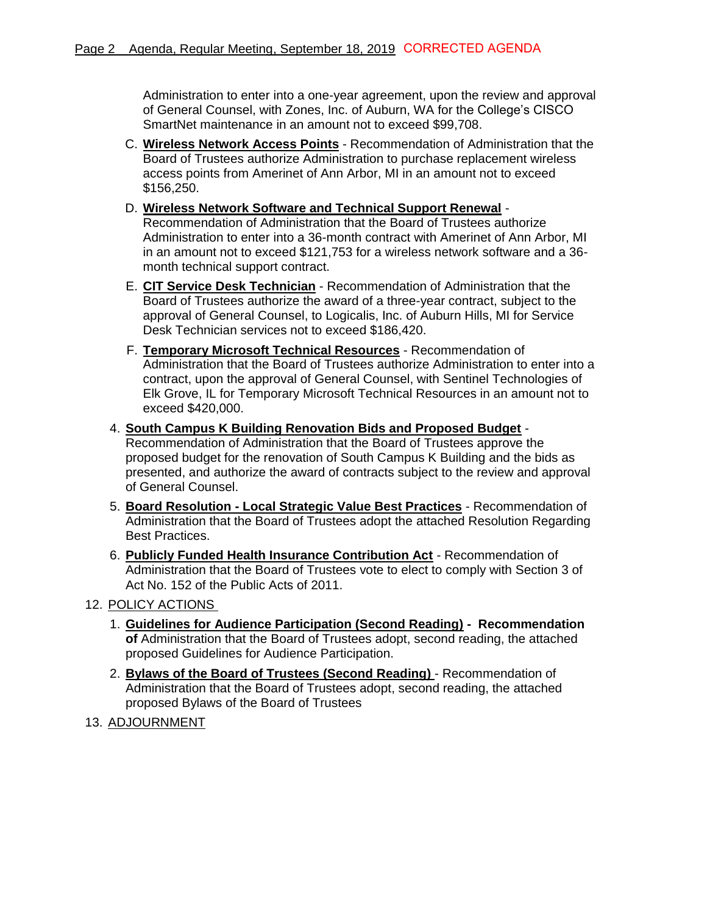Administration to enter into a one-year agreement, upon the review and approval of General Counsel, with Zones, Inc. of Auburn, WA for the College's CISCO SmartNet maintenance in an amount not to exceed $99,708.

C. **Wireless Network Access Points** - Recommendation of Administration that the Board of Trustees authorize Administration to purchase replacement wireless access points from Amerinet of Ann Arbor, MI in an amount not to exceed $156,250.

D. **Wireless Network Software and Technical Support Renewal** - Recommendation of Administration that the Board of Trustees authorize Administration to enter into a 36-month contract with Amerinet of Ann Arbor, MI in an amount not to exceed $121,753 for a wireless network software and a 36-month technical support contract.

E. **CIT Service Desk Technician** - Recommendation of Administration that the Board of Trustees authorize the award of a three-year contract, subject to the approval of General Counsel, to Logicalis, Inc. of Auburn Hills, MI for Service Desk Technician services not to exceed $186,420.

F. **Temporary Microsoft Technical Resources** - Recommendation of Administration that the Board of Trustees authorize Administration to enter into a contract, upon the approval of General Counsel, with Sentinel Technologies of Elk Grove, IL for Temporary Microsoft Technical Resources in an amount not to exceed $420,000.

4. **South Campus K Building Renovation Bids and Proposed Budget** - Recommendation of Administration that the Board of Trustees approve the proposed budget for the renovation of South Campus K Building and the bids as presented, and authorize the award of contracts subject to the review and approval of General Counsel.

5. **Board Resolution - Local Strategic Value Best Practices** - Recommendation of Administration that the Board of Trustees adopt the attached Resolution Regarding Best Practices.

6. **Publicly Funded Health Insurance Contribution Act** - Recommendation of Administration that the Board of Trustees vote to elect to comply with Section 3 of Act No. 152 of the Public Acts of 2011.

12. POLICY ACTIONS

1. **Guidelines for Audience Participation (Second Reading) - Recommendation of** Administration that the Board of Trustees adopt, second reading, the attached proposed Guidelines for Audience Participation.

2. **Bylaws of the Board of Trustees (Second Reading)** - Recommendation of Administration that the Board of Trustees adopt, second reading, the attached proposed Bylaws of the Board of Trustees

13. ADJOURNMENT